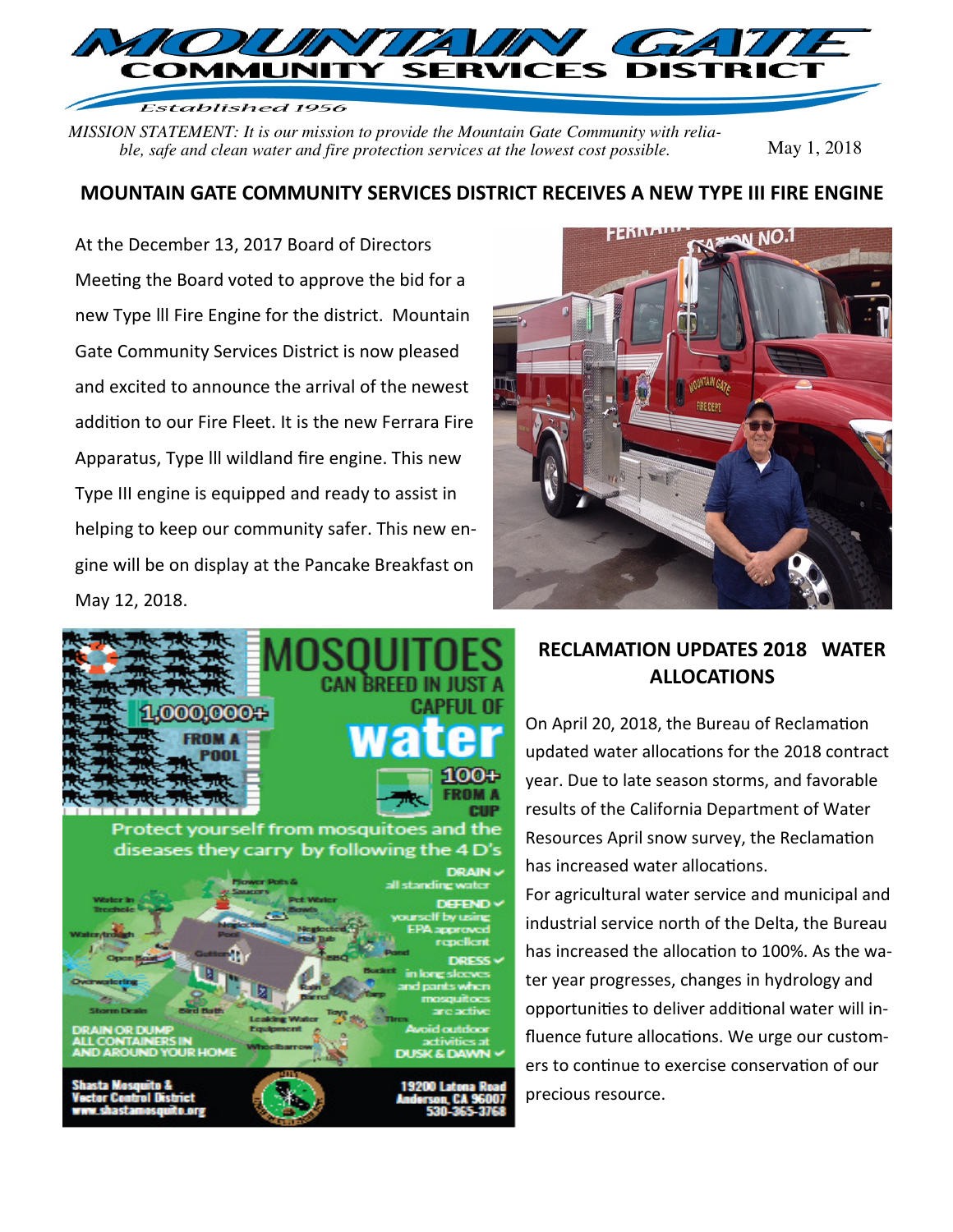# MOUNTAIN GATE COMMUNITY SERVICES DISTRICT

*Established 1956*

*MISSION STATEMENT: It is our mission to provide the Mountain Gate Community with reliable, safe and clean water and fire protection services at the lowest cost possible.*

May 1, 2018

## MOUNTAIN GATE COMMUNITY SERVICES DISTRICT RECEIVES A NEW TYPE III FIRE ENGINE

At the December 13, 2017 Board of Directors Meeting the Board voted to approve the bid for a new Type lll Fire Engine for the district. Mountain Gate Community Services District is now pleased and excited to announce the arrival of the newest addition to our Fire Fleet. It is the new Ferrara Fire Apparatus, Type lll wildland fire engine. This new Type III engine is equipped and ready to assist in helping to keep our community safer. This new engine will be on display at the Pancake Breakfast on May 12, 2018.

## MOSQUITOES CAN BREED IN JUST A CAPFUL OF water

1,000,000+ FROM A POOL

100+ FROM A CUP

Protect yourself from mosquitoes and the diseases they carry by following the 4 D's

- **DRAIN** all standing water
- **DEFEND** yourself by using EPA approved repellent
- **DRESS** in long sleeves and pants when mosquitoes are active
- Avoid outdoor activities at **DUSK & DAWN**

DRAIN OR DUMP ALL CONTAINERS IN AND AROUND YOUR HOME

Shasta Mosquito & Vector Control District
www.shastamosquito.org

19200 Latona Road
Anderson, CA 96007
530-365-3768

## RECLAMATION UPDATES 2018 WATER ALLOCATIONS

On April 20, 2018, the Bureau of Reclamation updated water allocations for the 2018 contract year. Due to late season storms, and favorable results of the California Department of Water Resources April snow survey, the Reclamation has increased water allocations.

For agricultural water service and municipal and industrial service north of the Delta, the Bureau has increased the allocation to 100%. As the water year progresses, changes in hydrology and opportunities to deliver additional water will influence future allocations. We urge our customers to continue to exercise conservation of our precious resource.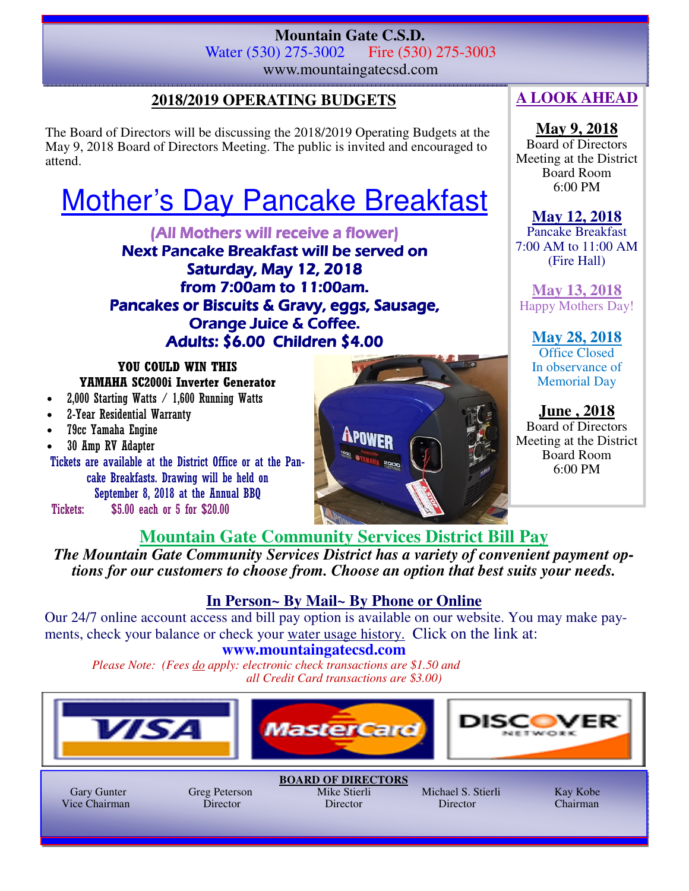**Mountain Gate C.S.D.**
Water (530) 275-3002 Fire (530) 275-3003
www.mountaingatecsd.com

## 2018/2019 OPERATING BUDGETS

The Board of Directors will be discussing the 2018/2019 Operating Budgets at the May 9, 2018 Board of Directors Meeting. The public is invited and encouraged to attend.

# Mother's Day Pancake Breakfast

**(All Mothers will receive a flower)**
**Next Pancake Breakfast will be served on Saturday, May 12, 2018 from 7:00am to 11:00am.**
**Pancakes or Biscuits & Gravy, eggs, Sausage, Orange Juice & Coffee.**
**Adults: $6.00 Children $4.00**

**YOU COULD WIN THIS**
**YAMAHA SC2000i Inverter Generator**

- 2,000 Starting Watts / 1,600 Running Watts
- 2-Year Residential Warranty
- 79cc Yamaha Engine
- 30 Amp RV Adapter

Tickets are available at the District Office or at the Pancake Breakfasts. Drawing will be held on September 8, 2018 at the Annual BBQ

Tickets: $5.00 each or 5 for $20.00

## A LOOK AHEAD

**May 9, 2018**
Board of Directors Meeting at the District Board Room
6:00 PM

**May 12, 2018**
Pancake Breakfast
7:00 AM to 11:00 AM
(Fire Hall)

**May 13, 2018**
Happy Mothers Day!

**May 28, 2018**
Office Closed
In observance of Memorial Day

**June , 2018**
Board of Directors Meeting at the District Board Room
6:00 PM

## Mountain Gate Community Services District Bill Pay

***The Mountain Gate Community Services District has a variety of convenient payment options for our customers to choose from. Choose an option that best suits your needs.***

### In Person~ By Mail~ By Phone or Online

Our 24/7 online account access and bill pay option is available on our website. You may make payments, check your balance or check your water usage history. Click on the link at:

**www.mountaingatecsd.com**

*Please Note: (Fees do apply: electronic check transactions are $1.50 and all Credit Card transactions are $3.00)*

VISA MasterCard DISCOVER NETWORK

**BOARD OF DIRECTORS**

| | | | | |
|---|---|---|---|---|
| Gary Gunter<br>Vice Chairman | Greg Peterson<br>Director | Mike Stierli<br>Director | Michael S. Stierli<br>Director | Kay Kobe<br>Chairman |